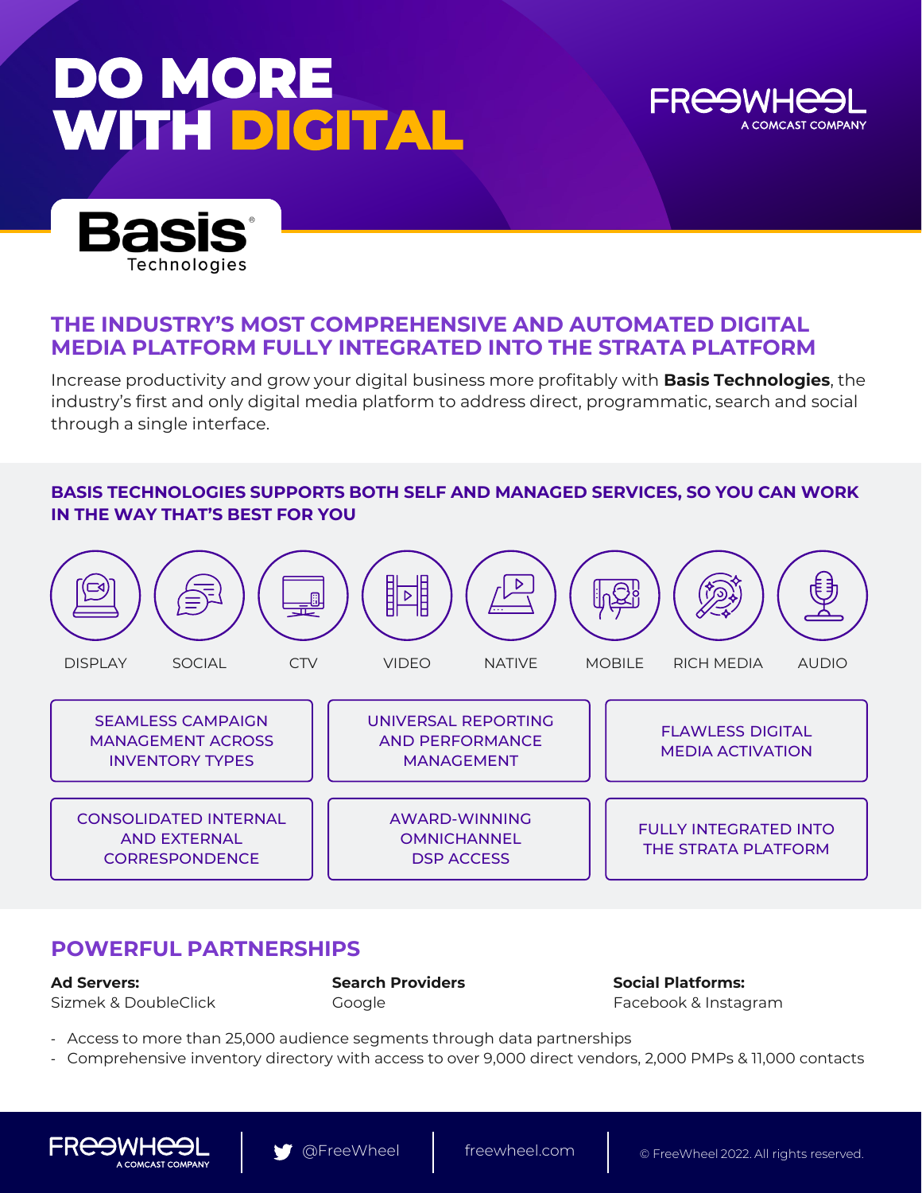# DO MORE WITH DIGITAL

FREEWHEEL
A COMCAST COMPANY

Basis® Technologies

## THE INDUSTRY'S MOST COMPREHENSIVE AND AUTOMATED DIGITAL MEDIA PLATFORM FULLY INTEGRATED INTO THE STRATA PLATFORM

Increase productivity and grow your digital business more profitably with **Basis Technologies**, the industry's first and only digital media platform to address direct, programmatic, search and social through a single interface.

### BASIS TECHNOLOGIES SUPPORTS BOTH SELF AND MANAGED SERVICES, SO YOU CAN WORK IN THE WAY THAT'S BEST FOR YOU

DISPLAY | SOCIAL | CTV | VIDEO | NATIVE | MOBILE | RICH MEDIA | AUDIO

- SEAMLESS CAMPAIGN MANAGEMENT ACROSS INVENTORY TYPES
- UNIVERSAL REPORTING AND PERFORMANCE MANAGEMENT
- FLAWLESS DIGITAL MEDIA ACTIVATION
- CONSOLIDATED INTERNAL AND EXTERNAL CORRESPONDENCE
- AWARD-WINNING OMNICHANNEL DSP ACCESS
- FULLY INTEGRATED INTO THE STRATA PLATFORM

## POWERFUL PARTNERSHIPS

**Ad Servers:**
Sizmek & DoubleClick

**Search Providers**
Google

**Social Platforms:**
Facebook & Instagram

- Access to more than 25,000 audience segments through data partnerships
- Comprehensive inventory directory with access to over 9,000 direct vendors, 2,000 PMPs & 11,000 contacts

FREEWHEEL A COMCAST COMPANY | @FreeWheel | freewheel.com | © FreeWheel 2022. All rights reserved.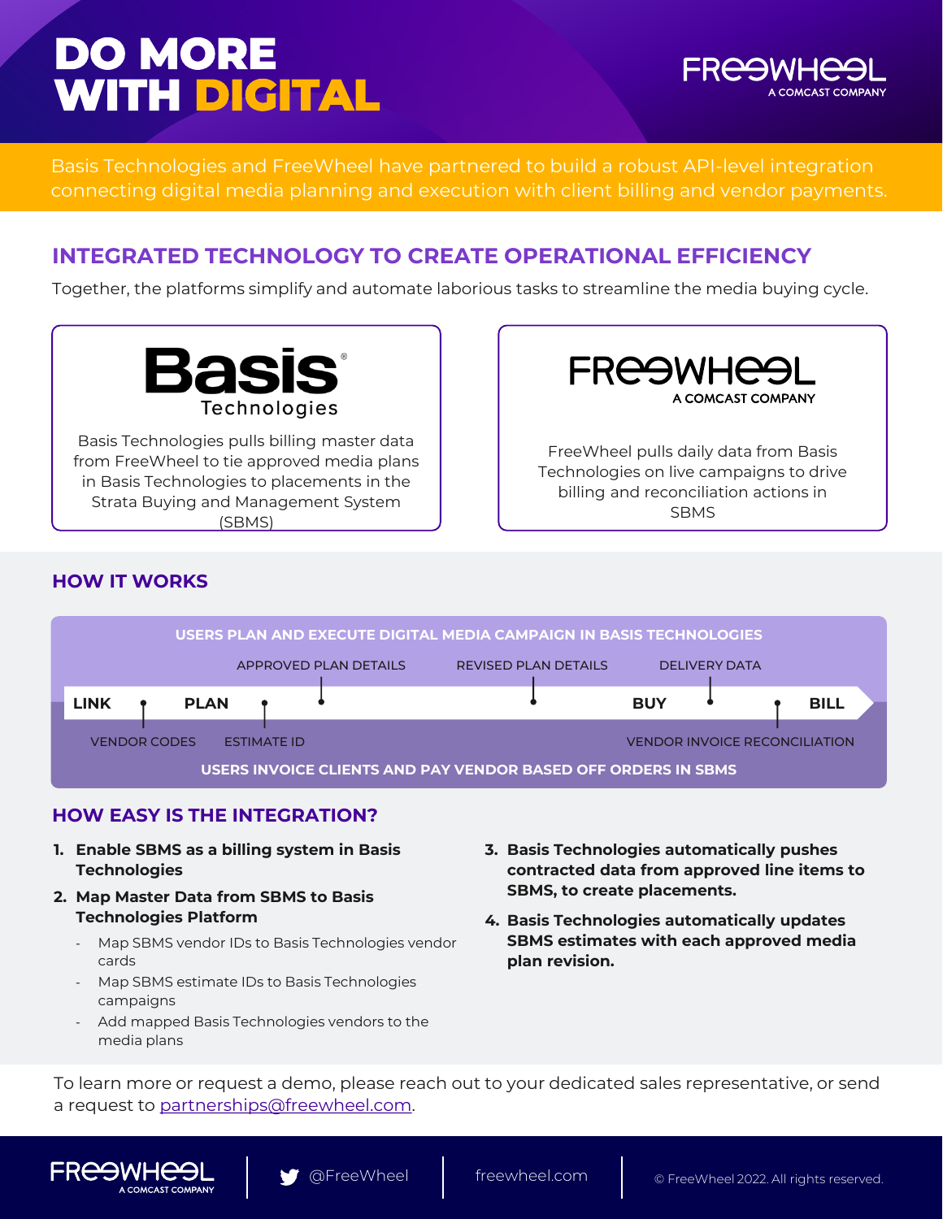# DO MORE WITH DIGITAL

FREEWHEEL
A COMCAST COMPANY

Basis Technologies and FreeWheel have partnered to build a robust API-level integration connecting digital media planning and execution with client billing and vendor payments.

## INTEGRATED TECHNOLOGY TO CREATE OPERATIONAL EFFICIENCY

Together, the platforms simplify and automate laborious tasks to streamline the media buying cycle.

**Basis Technologies**

Basis Technologies pulls billing master data from FreeWheel to tie approved media plans in Basis Technologies to placements in the Strata Buying and Management System (SBMS)

**FREEWHEEL** A COMCAST COMPANY

FreeWheel pulls daily data from Basis Technologies on live campaigns to drive billing and reconciliation actions in SBMS

## HOW IT WORKS

USERS PLAN AND EXECUTE DIGITAL MEDIA CAMPAIGN IN BASIS TECHNOLOGIES

APPROVED PLAN DETAILS

REVISED PLAN DETAILS

DELIVERY DATA

LINK

PLAN

BUY

BILL

VENDOR CODES

ESTIMATE ID

VENDOR INVOICE RECONCILIATION

USERS INVOICE CLIENTS AND PAY VENDOR BASED OFF ORDERS IN SBMS

## HOW EASY IS THE INTEGRATION?

1. **Enable SBMS as a billing system in Basis Technologies**
2. **Map Master Data from SBMS to Basis Technologies Platform**
   - Map SBMS vendor IDs to Basis Technologies vendor cards
   - Map SBMS estimate IDs to Basis Technologies campaigns
   - Add mapped Basis Technologies vendors to the media plans
3. **Basis Technologies automatically pushes contracted data from approved line items to SBMS, to create placements.**
4. **Basis Technologies automatically updates SBMS estimates with each approved media plan revision.**

To learn more or request a demo, please reach out to your dedicated sales representative, or send a request to partnerships@freewheel.com.

FREEWHEEL A COMCAST COMPANY | @FreeWheel | freewheel.com | © FreeWheel 2022. All rights reserved.